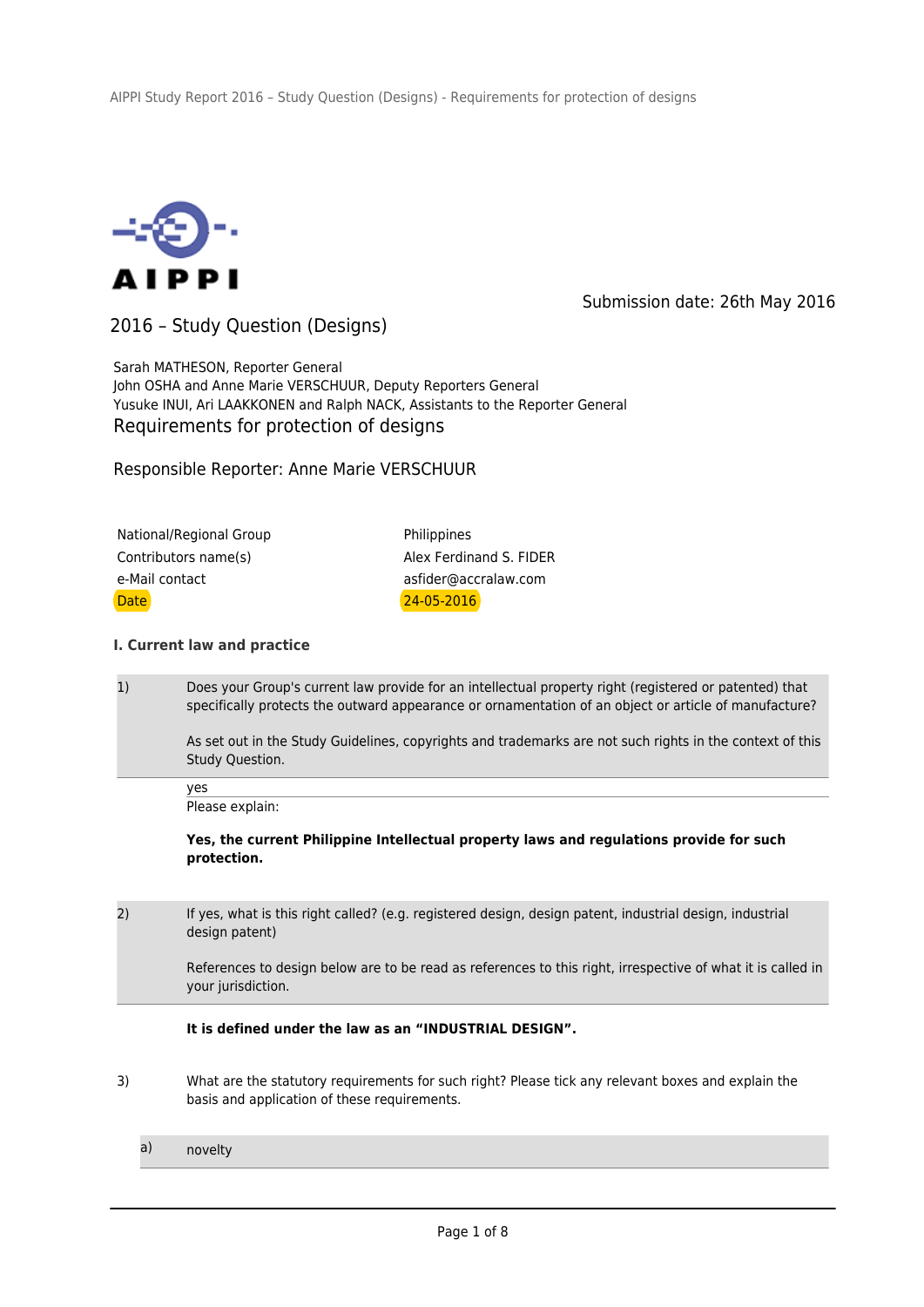AIPPI

Submission date: 26th May 2016

# 2016 – Study Question (Designs)

Sarah MATHESON, Reporter General
John OSHA and Anne Marie VERSCHUUR, Deputy Reporters General
Yusuke INUI, Ari LAAKKONEN and Ralph NACK, Assistants to the Reporter General

## Requirements for protection of designs

Responsible Reporter: Anne Marie VERSCHUUR

| | |
|---|---|
| National/Regional Group | Philippines |
| Contributors name(s) | Alex Ferdinand S. FIDER |
| e-Mail contact | asfider@accralaw.com |
| Date | 24-05-2016 |

### I. Current law and practice

1) Does your Group's current law provide for an intellectual property right (registered or patented) that specifically protects the outward appearance or ornamentation of an object or article of manufacture?

As set out in the Study Guidelines, copyrights and trademarks are not such rights in the context of this Study Question.

yes

Please explain:

**Yes, the current Philippine Intellectual property laws and regulations provide for such protection.**

2) If yes, what is this right called? (e.g. registered design, design patent, industrial design, industrial design patent)

References to design below are to be read as references to this right, irrespective of what it is called in your jurisdiction.

**It is defined under the law as an "INDUSTRIAL DESIGN".**

3) What are the statutory requirements for such right? Please tick any relevant boxes and explain the basis and application of these requirements.

a) novelty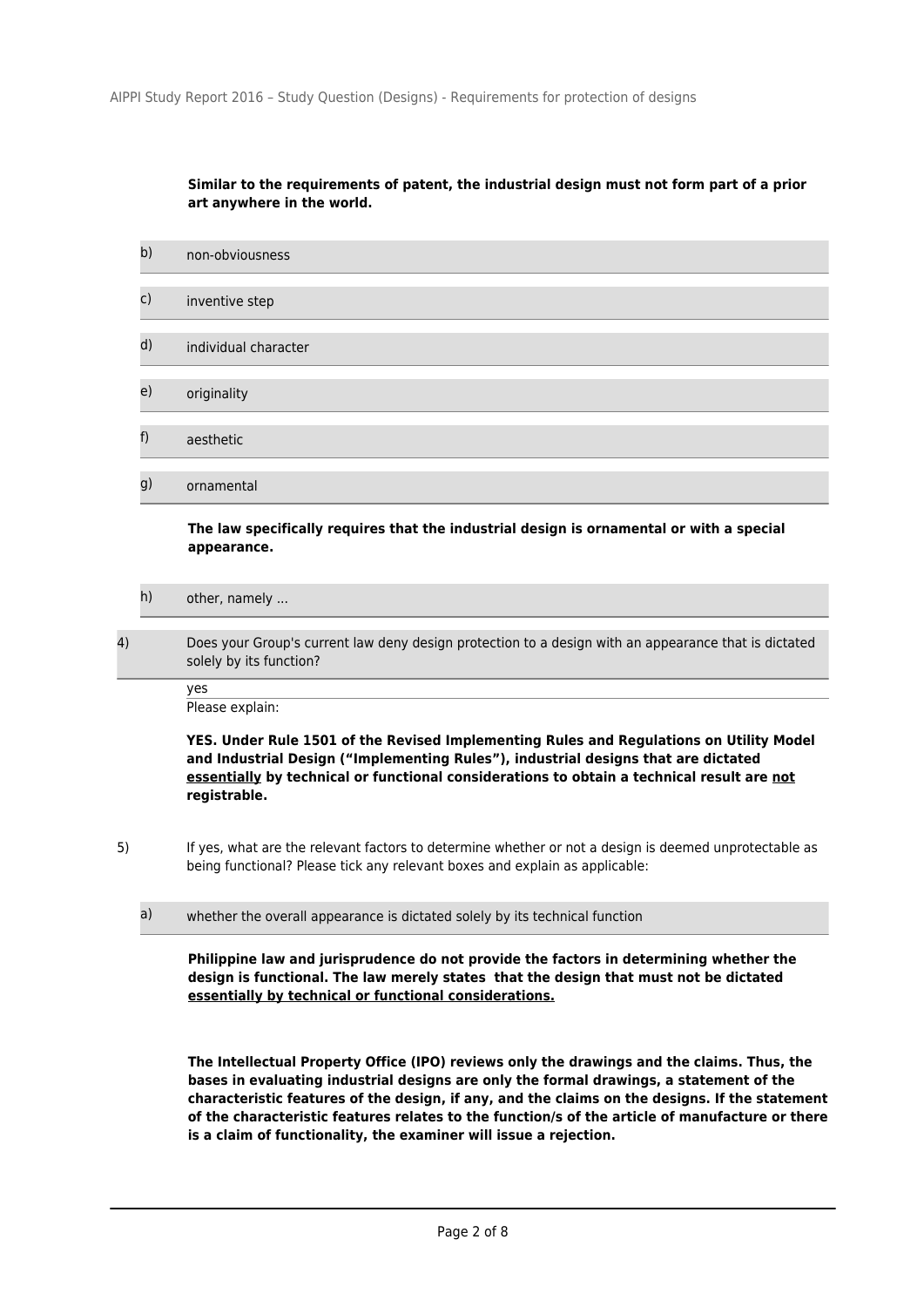**Similar to the requirements of patent, the industrial design must not form part of a prior art anywhere in the world.**

b) non-obviousness

c) inventive step

d) individual character

e) originality

f) aesthetic

g) ornamental

**The law specifically requires that the industrial design is ornamental or with a special appearance.**

h) other, namely ...

4) Does your Group's current law deny design protection to a design with an appearance that is dictated solely by its function?

yes

Please explain:

**YES. Under Rule 1501 of the Revised Implementing Rules and Regulations on Utility Model and Industrial Design ("Implementing Rules"), industrial designs that are dictated <u>essentially</u> by technical or functional considerations to obtain a technical result are <u>not</u> registrable.**

5) If yes, what are the relevant factors to determine whether or not a design is deemed unprotectable as being functional? Please tick any relevant boxes and explain as applicable:

a) whether the overall appearance is dictated solely by its technical function

**Philippine law and jurisprudence do not provide the factors in determining whether the design is functional. The law merely states that the design that must not be dictated <u>essentially by technical or functional considerations.</u>**

**The Intellectual Property Office (IPO) reviews only the drawings and the claims. Thus, the bases in evaluating industrial designs are only the formal drawings, a statement of the characteristic features of the design, if any, and the claims on the designs. If the statement of the characteristic features relates to the function/s of the article of manufacture or there is a claim of functionality, the examiner will issue a rejection.**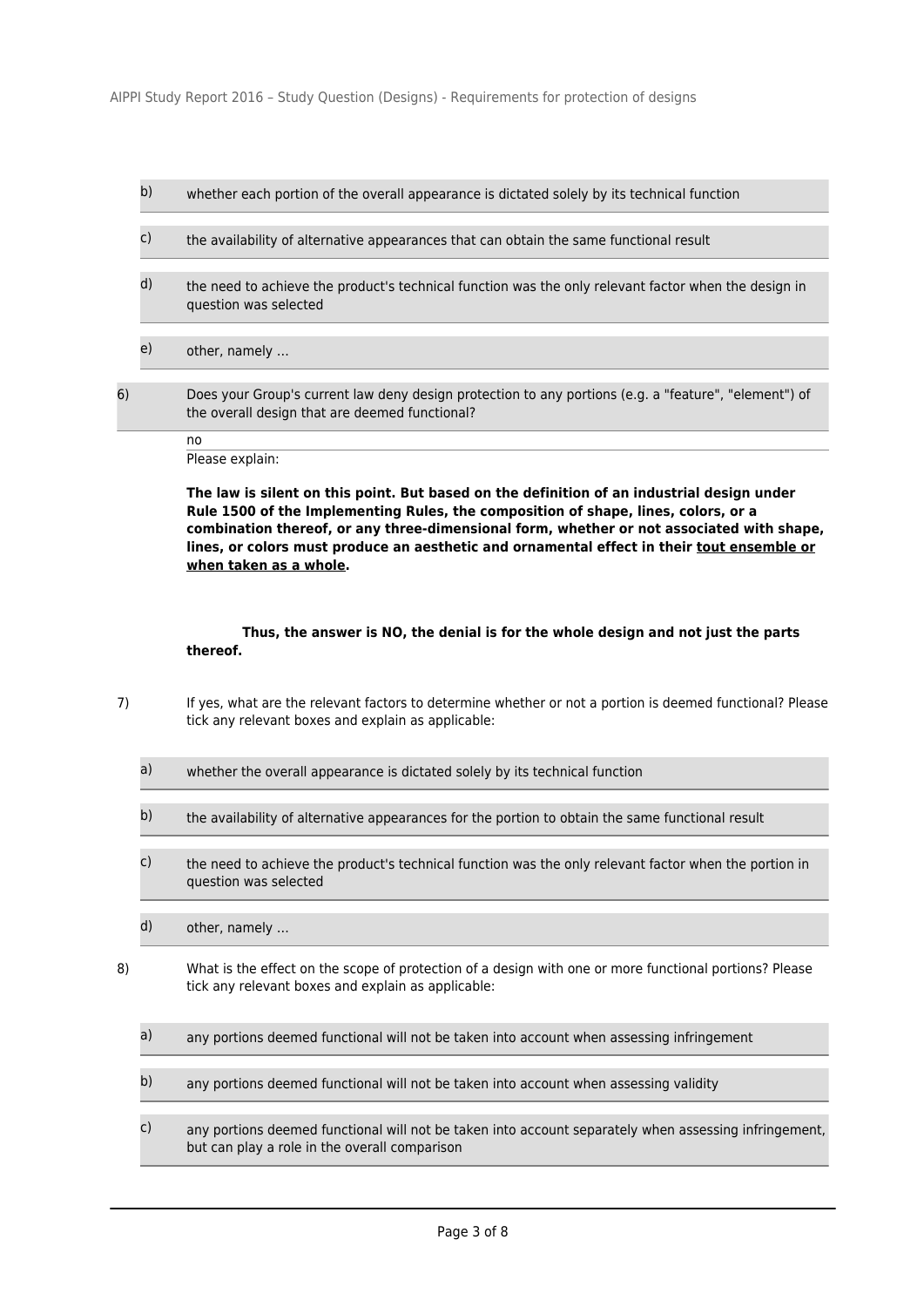b) whether each portion of the overall appearance is dictated solely by its technical function

c) the availability of alternative appearances that can obtain the same functional result

d) the need to achieve the product's technical function was the only relevant factor when the design in question was selected

e) other, namely ...

6) Does your Group's current law deny design protection to any portions (e.g. a "feature", "element") of the overall design that are deemed functional?

no

Please explain:

**The law is silent on this point. But based on the definition of an industrial design under Rule 1500 of the Implementing Rules, the composition of shape, lines, colors, or a combination thereof, or any three-dimensional form, whether or not associated with shape, lines, or colors must produce an aesthetic and ornamental effect in their tout ensemble or when taken as a whole.**

**Thus, the answer is NO, the denial is for the whole design and not just the parts thereof.**

7) If yes, what are the relevant factors to determine whether or not a portion is deemed functional? Please tick any relevant boxes and explain as applicable:

a) whether the overall appearance is dictated solely by its technical function

b) the availability of alternative appearances for the portion to obtain the same functional result

c) the need to achieve the product's technical function was the only relevant factor when the portion in question was selected

d) other, namely ...

8) What is the effect on the scope of protection of a design with one or more functional portions? Please tick any relevant boxes and explain as applicable:

a) any portions deemed functional will not be taken into account when assessing infringement

b) any portions deemed functional will not be taken into account when assessing validity

c) any portions deemed functional will not be taken into account separately when assessing infringement, but can play a role in the overall comparison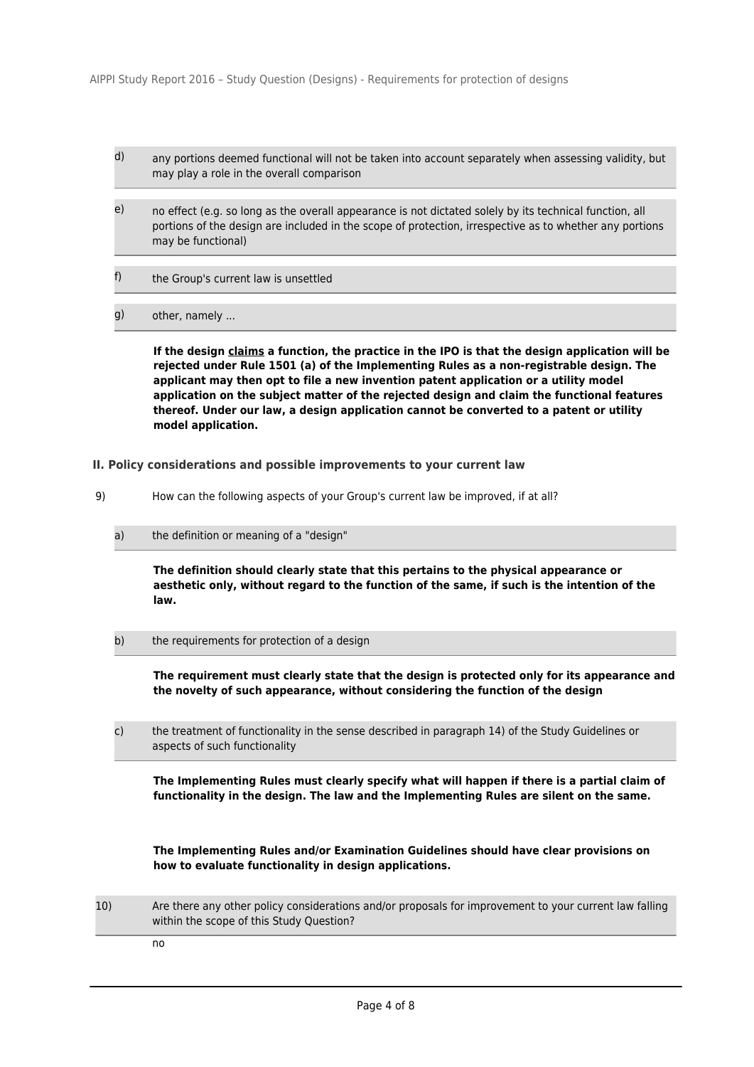d) any portions deemed functional will not be taken into account separately when assessing validity, but may play a role in the overall comparison

e) no effect (e.g. so long as the overall appearance is not dictated solely by its technical function, all portions of the design are included in the scope of protection, irrespective as to whether any portions may be functional)

f) the Group's current law is unsettled

g) other, namely ...

**If the design <u>claims</u> a function, the practice in the IPO is that the design application will be rejected under Rule 1501 (a) of the Implementing Rules as a non-registrable design. The applicant may then opt to file a new invention patent application or a utility model application on the subject matter of the rejected design and claim the functional features thereof. Under our law, a design application cannot be converted to a patent or utility model application.**

## II. Policy considerations and possible improvements to your current law

9) How can the following aspects of your Group's current law be improved, if at all?

a) the definition or meaning of a "design"

**The definition should clearly state that this pertains to the physical appearance or aesthetic only, without regard to the function of the same, if such is the intention of the law.**

b) the requirements for protection of a design

**The requirement must clearly state that the design is protected only for its appearance and the novelty of such appearance, without considering the function of the design**

c) the treatment of functionality in the sense described in paragraph 14) of the Study Guidelines or aspects of such functionality

**The Implementing Rules must clearly specify what will happen if there is a partial claim of functionality in the design. The law and the Implementing Rules are silent on the same.**

**The Implementing Rules and/or Examination Guidelines should have clear provisions on how to evaluate functionality in design applications.**

10) Are there any other policy considerations and/or proposals for improvement to your current law falling within the scope of this Study Question?

no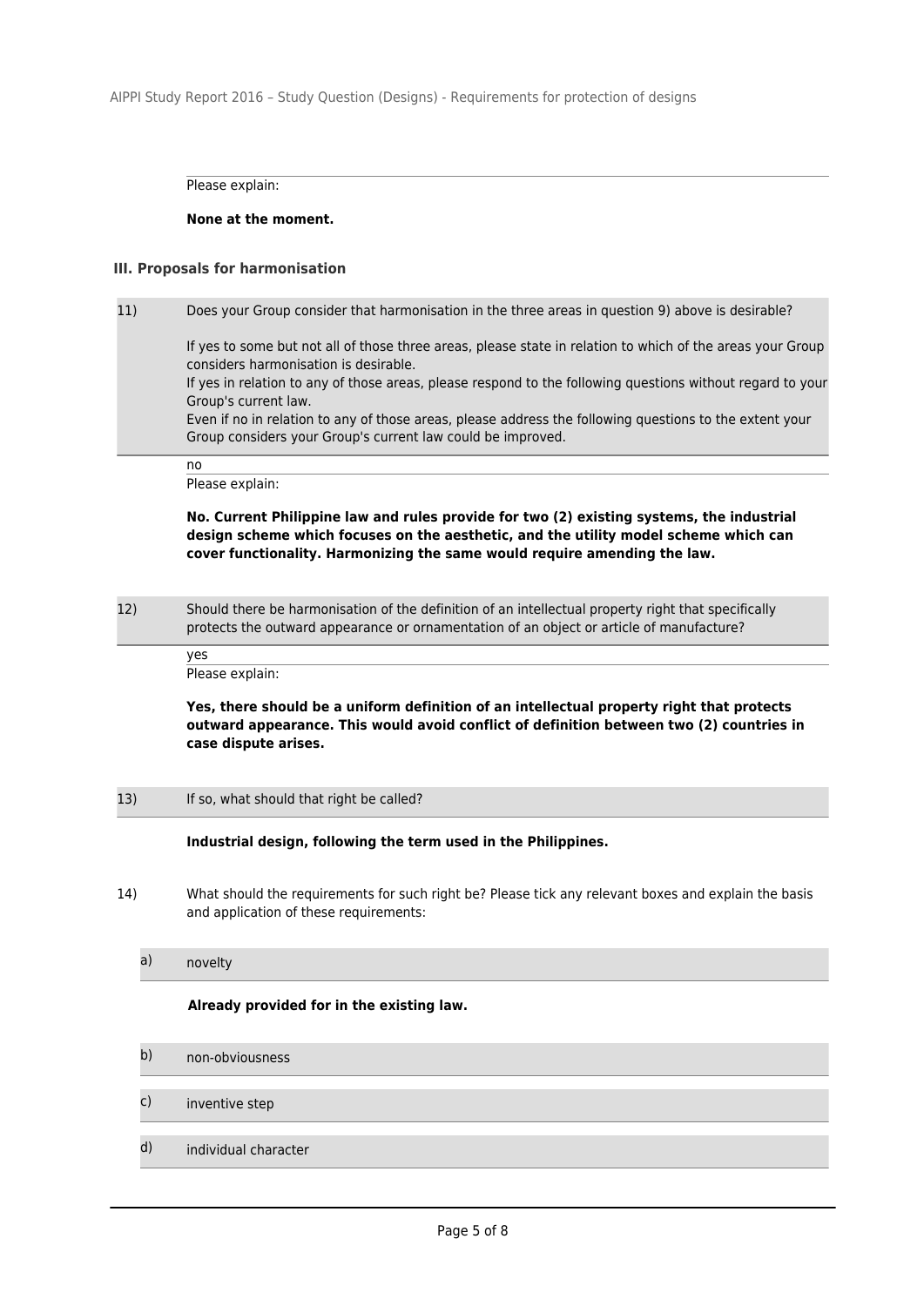Please explain:

**None at the moment.**

### III. Proposals for harmonisation

11) Does your Group consider that harmonisation in the three areas in question 9) above is desirable?

If yes to some but not all of those three areas, please state in relation to which of the areas your Group considers harmonisation is desirable.
If yes in relation to any of those areas, please respond to the following questions without regard to your Group's current law.
Even if no in relation to any of those areas, please address the following questions to the extent your Group considers your Group's current law could be improved.

no

Please explain:

**No. Current Philippine law and rules provide for two (2) existing systems, the industrial design scheme which focuses on the aesthetic, and the utility model scheme which can cover functionality. Harmonizing the same would require amending the law.**

12) Should there be harmonisation of the definition of an intellectual property right that specifically protects the outward appearance or ornamentation of an object or article of manufacture?

yes

Please explain:

**Yes, there should be a uniform definition of an intellectual property right that protects outward appearance. This would avoid conflict of definition between two (2) countries in case dispute arises.**

13) If so, what should that right be called?

**Industrial design, following the term used in the Philippines.**

14) What should the requirements for such right be? Please tick any relevant boxes and explain the basis and application of these requirements:

a) novelty

**Already provided for in the existing law.**

b) non-obviousness

c) inventive step

d) individual character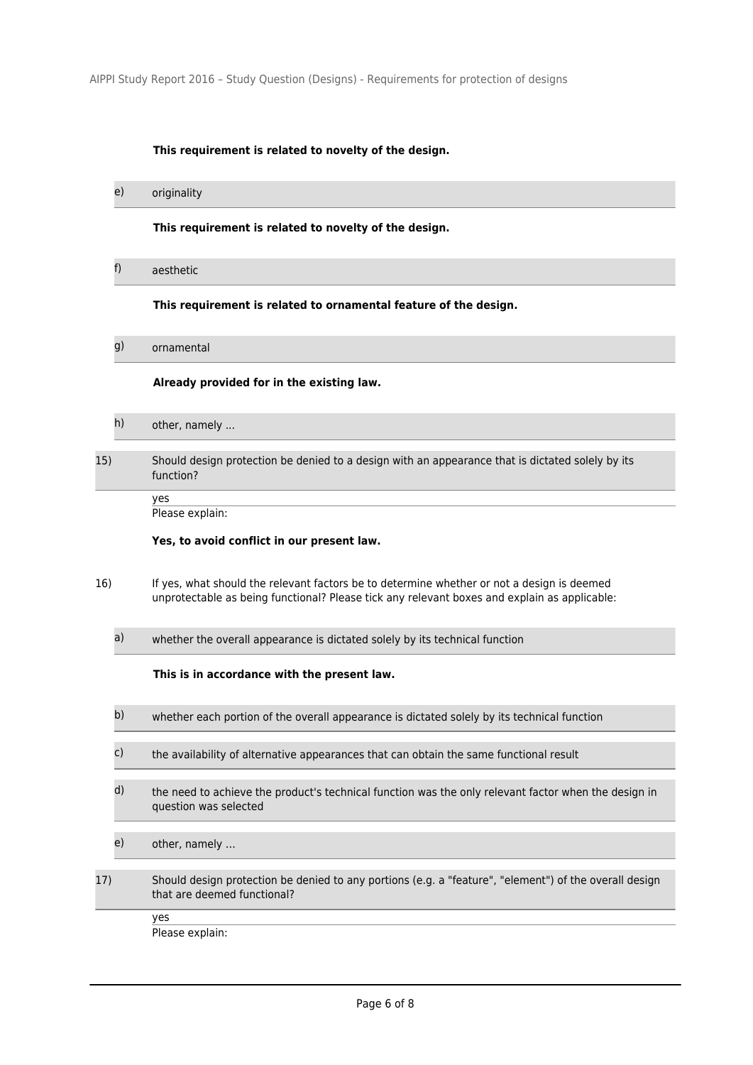**This requirement is related to novelty of the design.**

e) originality

**This requirement is related to novelty of the design.**

f) aesthetic

**This requirement is related to ornamental feature of the design.**

g) ornamental

**Already provided for in the existing law.**

h) other, namely ...

15) Should design protection be denied to a design with an appearance that is dictated solely by its function?

yes

Please explain:

**Yes, to avoid conflict in our present law.**

16) If yes, what should the relevant factors be to determine whether or not a design is deemed unprotectable as being functional? Please tick any relevant boxes and explain as applicable:

a) whether the overall appearance is dictated solely by its technical function

**This is in accordance with the present law.**

b) whether each portion of the overall appearance is dictated solely by its technical function

c) the availability of alternative appearances that can obtain the same functional result

d) the need to achieve the product's technical function was the only relevant factor when the design in question was selected

e) other, namely ...

17) Should design protection be denied to any portions (e.g. a "feature", "element") of the overall design that are deemed functional?

yes

Please explain: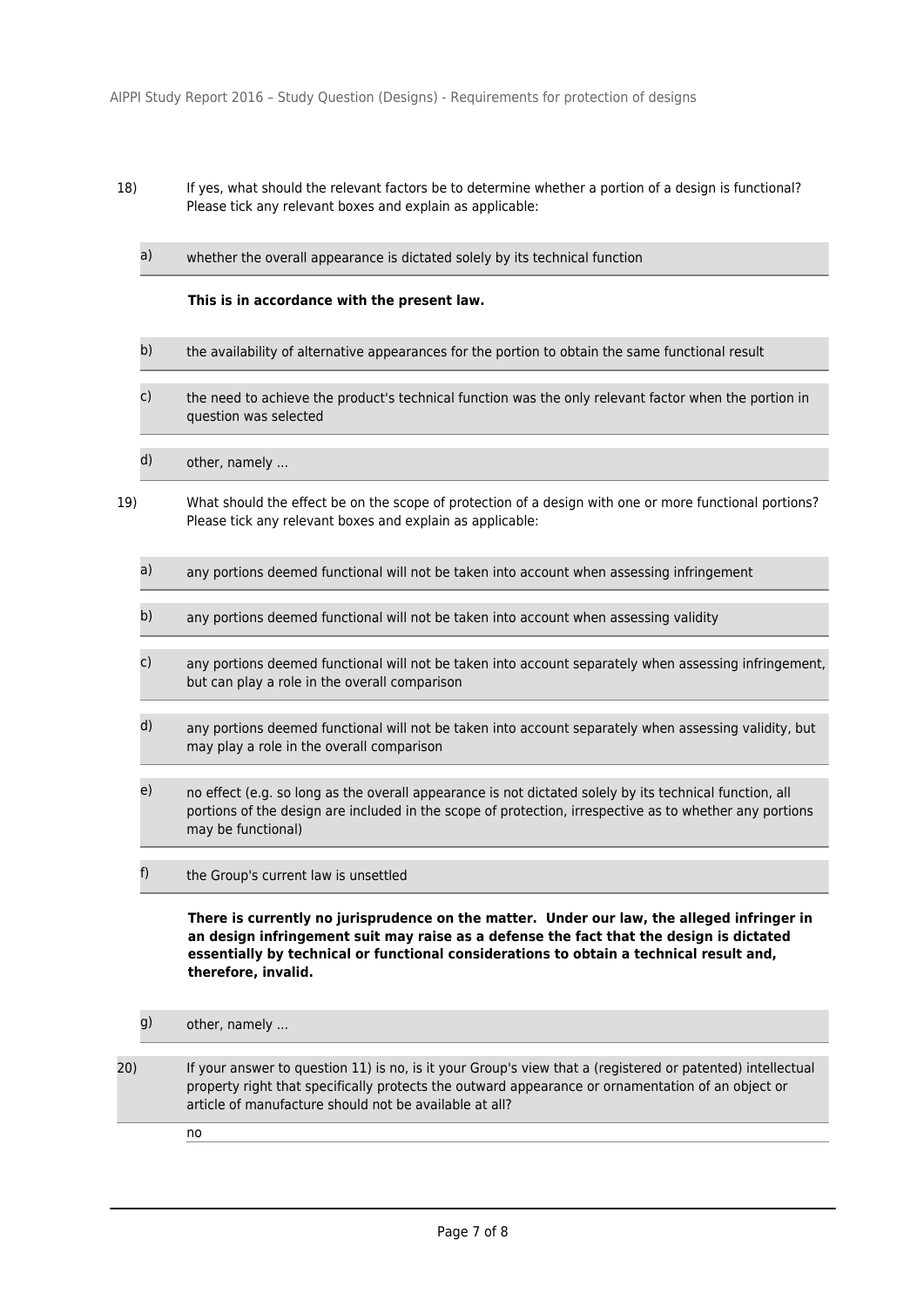18) If yes, what should the relevant factors be to determine whether a portion of a design is functional? Please tick any relevant boxes and explain as applicable:

a) whether the overall appearance is dictated solely by its technical function

**This is in accordance with the present law.**

b) the availability of alternative appearances for the portion to obtain the same functional result

c) the need to achieve the product's technical function was the only relevant factor when the portion in question was selected

d) other, namely ...

19) What should the effect be on the scope of protection of a design with one or more functional portions? Please tick any relevant boxes and explain as applicable:

a) any portions deemed functional will not be taken into account when assessing infringement

b) any portions deemed functional will not be taken into account when assessing validity

c) any portions deemed functional will not be taken into account separately when assessing infringement, but can play a role in the overall comparison

d) any portions deemed functional will not be taken into account separately when assessing validity, but may play a role in the overall comparison

e) no effect (e.g. so long as the overall appearance is not dictated solely by its technical function, all portions of the design are included in the scope of protection, irrespective as to whether any portions may be functional)

f) the Group's current law is unsettled

**There is currently no jurisprudence on the matter. Under our law, the alleged infringer in an design infringement suit may raise as a defense the fact that the design is dictated essentially by technical or functional considerations to obtain a technical result and, therefore, invalid.**

g) other, namely ...

20) If your answer to question 11) is no, is it your Group's view that a (registered or patented) intellectual property right that specifically protects the outward appearance or ornamentation of an object or article of manufacture should not be available at all?

no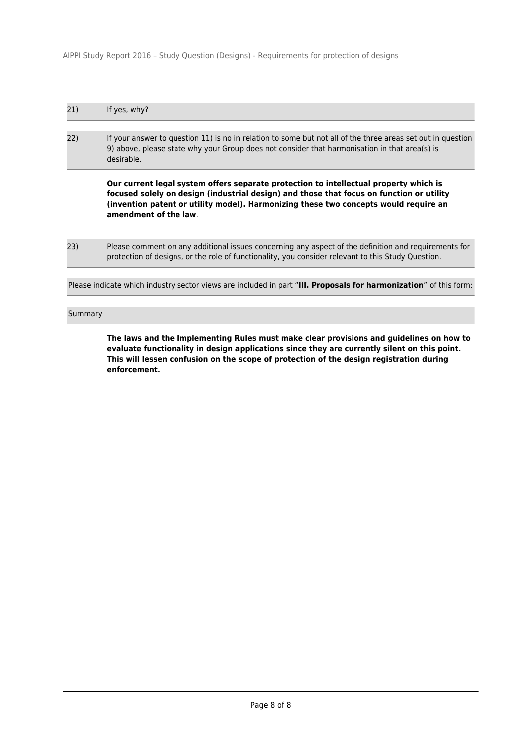21) If yes, why?

22) If your answer to question 11) is no in relation to some but not all of the three areas set out in question 9) above, please state why your Group does not consider that harmonisation in that area(s) is desirable.

**Our current legal system offers separate protection to intellectual property which is focused solely on design (industrial design) and those that focus on function or utility (invention patent or utility model). Harmonizing these two concepts would require an amendment of the law**.

23) Please comment on any additional issues concerning any aspect of the definition and requirements for protection of designs, or the role of functionality, you consider relevant to this Study Question.

Please indicate which industry sector views are included in part "**III. Proposals for harmonization**" of this form:

Summary

**The laws and the Implementing Rules must make clear provisions and guidelines on how to evaluate functionality in design applications since they are currently silent on this point. This will lessen confusion on the scope of protection of the design registration during enforcement.**